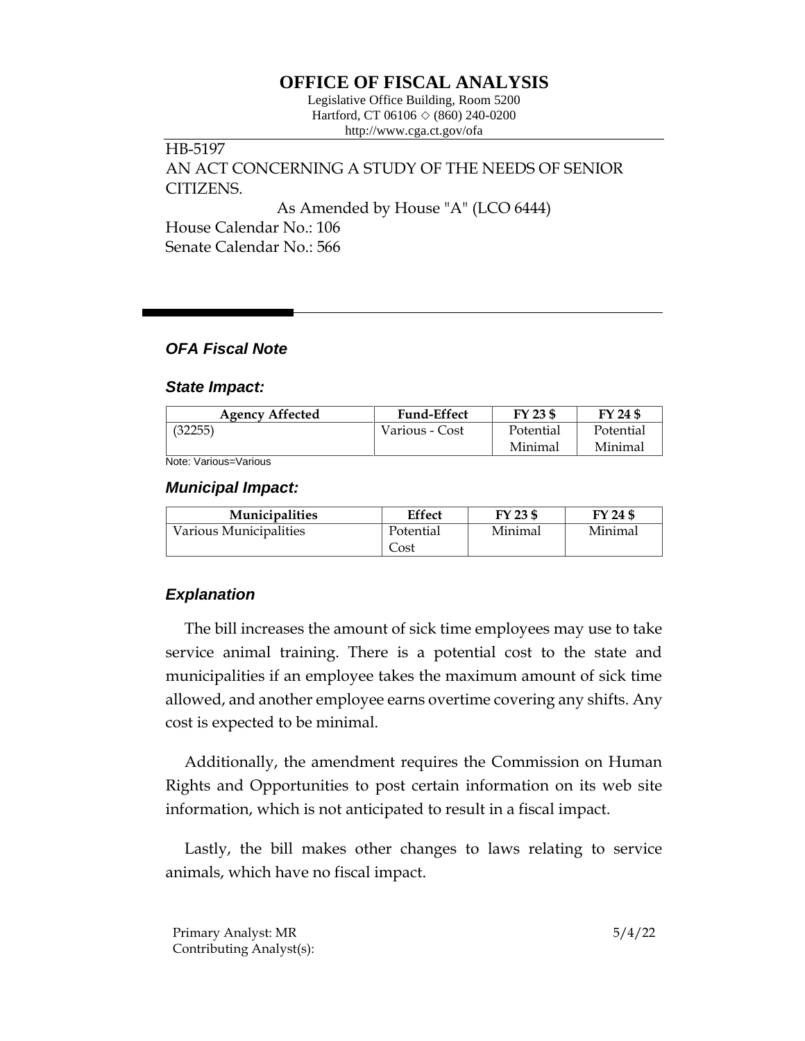# OFFICE OF FISCAL ANALYSIS

Legislative Office Building, Room 5200
Hartford, CT 06106 ◇ (860) 240-0200
http://www.cga.ct.gov/ofa

HB-5197
AN ACT CONCERNING A STUDY OF THE NEEDS OF SENIOR CITIZENS.

As Amended by House "A" (LCO 6444)

House Calendar No.: 106
Senate Calendar No.: 566

## *OFA Fiscal Note*

### *State Impact:*

| Agency Affected | Fund-Effect | FY 23 $ | FY 24 $ |
|---|---|---|---|
| (32255) | Various - Cost | Potential Minimal | Potential Minimal |

Note: Various=Various

### *Municipal Impact:*

| Municipalities | Effect | FY 23 $ | FY 24 $ |
|---|---|---|---|
| Various Municipalities | Potential Cost | Minimal | Minimal |

### *Explanation*

The bill increases the amount of sick time employees may use to take service animal training. There is a potential cost to the state and municipalities if an employee takes the maximum amount of sick time allowed, and another employee earns overtime covering any shifts. Any cost is expected to be minimal.

Additionally, the amendment requires the Commission on Human Rights and Opportunities to post certain information on its web site information, which is not anticipated to result in a fiscal impact.

Lastly, the bill makes other changes to laws relating to service animals, which have no fiscal impact.

Primary Analyst: MR
Contributing Analyst(s):

5/4/22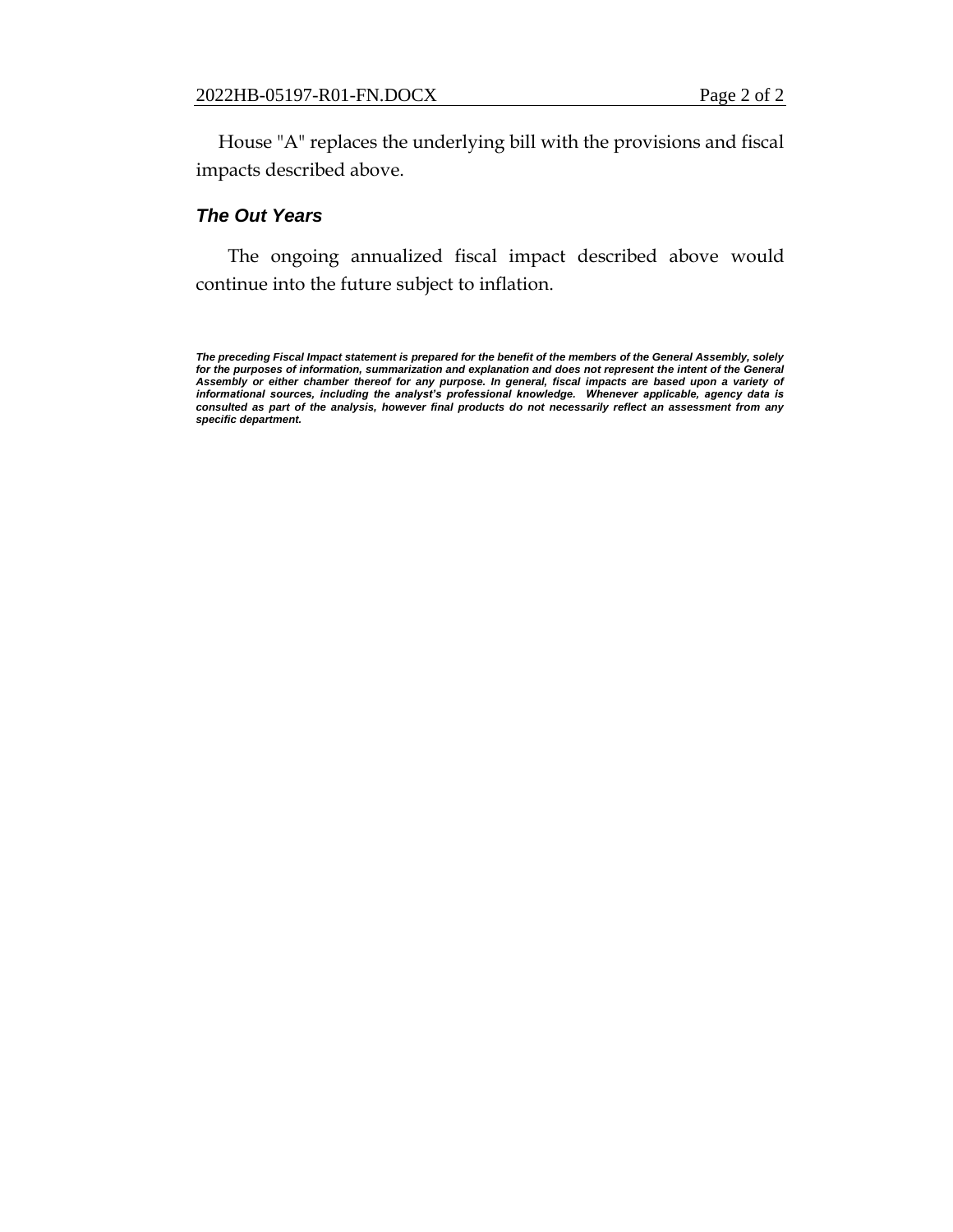House "A" replaces the underlying bill with the provisions and fiscal impacts described above.

### *The Out Years*

The ongoing annualized fiscal impact described above would continue into the future subject to inflation.

***The preceding Fiscal Impact statement is prepared for the benefit of the members of the General Assembly, solely for the purposes of information, summarization and explanation and does not represent the intent of the General Assembly or either chamber thereof for any purpose. In general, fiscal impacts are based upon a variety of informational sources, including the analyst's professional knowledge. Whenever applicable, agency data is consulted as part of the analysis, however final products do not necessarily reflect an assessment from any specific department.***